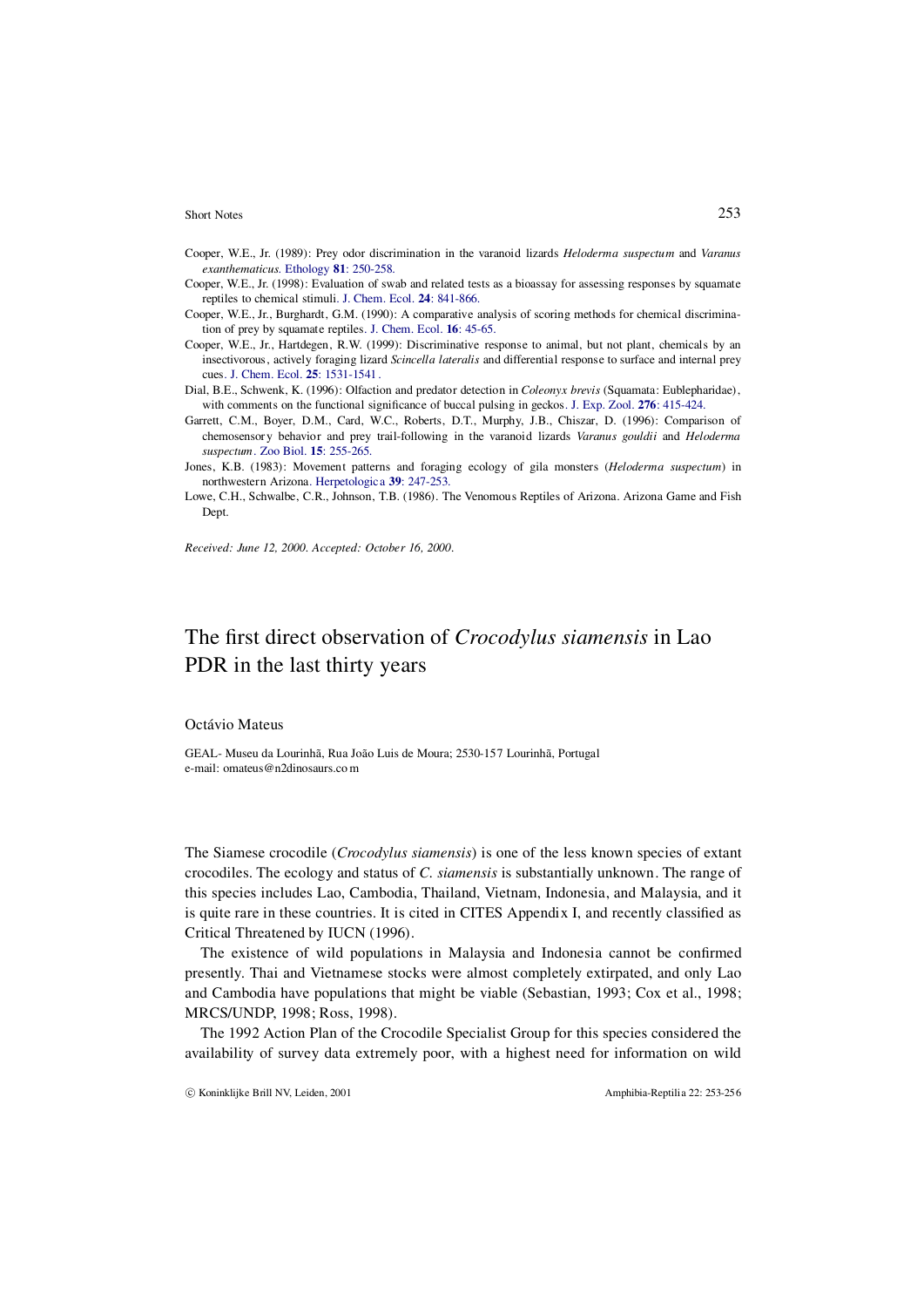Cooper, W.E., Jr. (1989): Prey odor discrimination in the varanoid lizards *Heloderma suspectum* and *Varanus exanthematicus*. Ethology **81**: 250-258.

Cooper, W.E., Jr. (1998): Evaluation of swab and related tests as a bioassay for assessing responses by squamate reptiles to chemical stimuli. J. Chem. Ecol. **24**: 841-866.

Cooper, W.E., Jr., Burghardt, G.M. (1990): A comparative analysis of scoring methods for chemical discrimination of prey by squamate reptiles. J. Chem. Ecol. **16**: 45-65.

Cooper, W.E., Jr., Hartdegen, R.W. (1999): Discriminative response to animal, but not plant, chemicals by an insectivorous, actively foraging lizard *Scincella lateralis* and differential response to surface and internal prey cues. J. Chem. Ecol. **25**: 1531-1541.

Dial, B.E., Schwenk, K. (1996): Olfaction and predator detection in *Coleonyx brevis* (Squamata: Eublepharidae), with comments on the functional significance of buccal pulsing in geckos. J. Exp. Zool. **276**: 415-424.

Garrett, C.M., Boyer, D.M., Card, W.C., Roberts, D.T., Murphy, J.B., Chiszar, D. (1996): Comparison of chemosensory behavior and prey trail-following in the varanoid lizards *Varanus gouldii* and *Heloderma suspectum*. Zoo Biol. **15**: 255-265.

Jones, K.B. (1983): Movement patterns and foraging ecology of gila monsters (*Heloderma suspectum*) in northwestern Arizona. Herpetologica **39**: 247-253.

Lowe, C.H., Schwalbe, C.R., Johnson, T.B. (1986). The Venomous Reptiles of Arizona. Arizona Game and Fish Dept.

*Received: June 12, 2000. Accepted: October 16, 2000.*

# The first direct observation of *Crocodylus siamensis* in Lao PDR in the last thirty years

Octávio Mateus

GEAL- Museu da Lourinhã, Rua João Luis de Moura; 2530-157 Lourinhã, Portugal
e-mail: omateus@n2dinosaurs.com

The Siamese crocodile (*Crocodylus siamensis*) is one of the less known species of extant crocodiles. The ecology and status of *C. siamensis* is substantially unknown. The range of this species includes Lao, Cambodia, Thailand, Vietnam, Indonesia, and Malaysia, and it is quite rare in these countries. It is cited in CITES Appendix I, and recently classified as Critical Threatened by IUCN (1996).

The existence of wild populations in Malaysia and Indonesia cannot be confirmed presently. Thai and Vietnamese stocks were almost completely extirpated, and only Lao and Cambodia have populations that might be viable (Sebastian, 1993; Cox et al., 1998; MRCS/UNDP, 1998; Ross, 1998).

The 1992 Action Plan of the Crocodile Specialist Group for this species considered the availability of survey data extremely poor, with a highest need for information on wild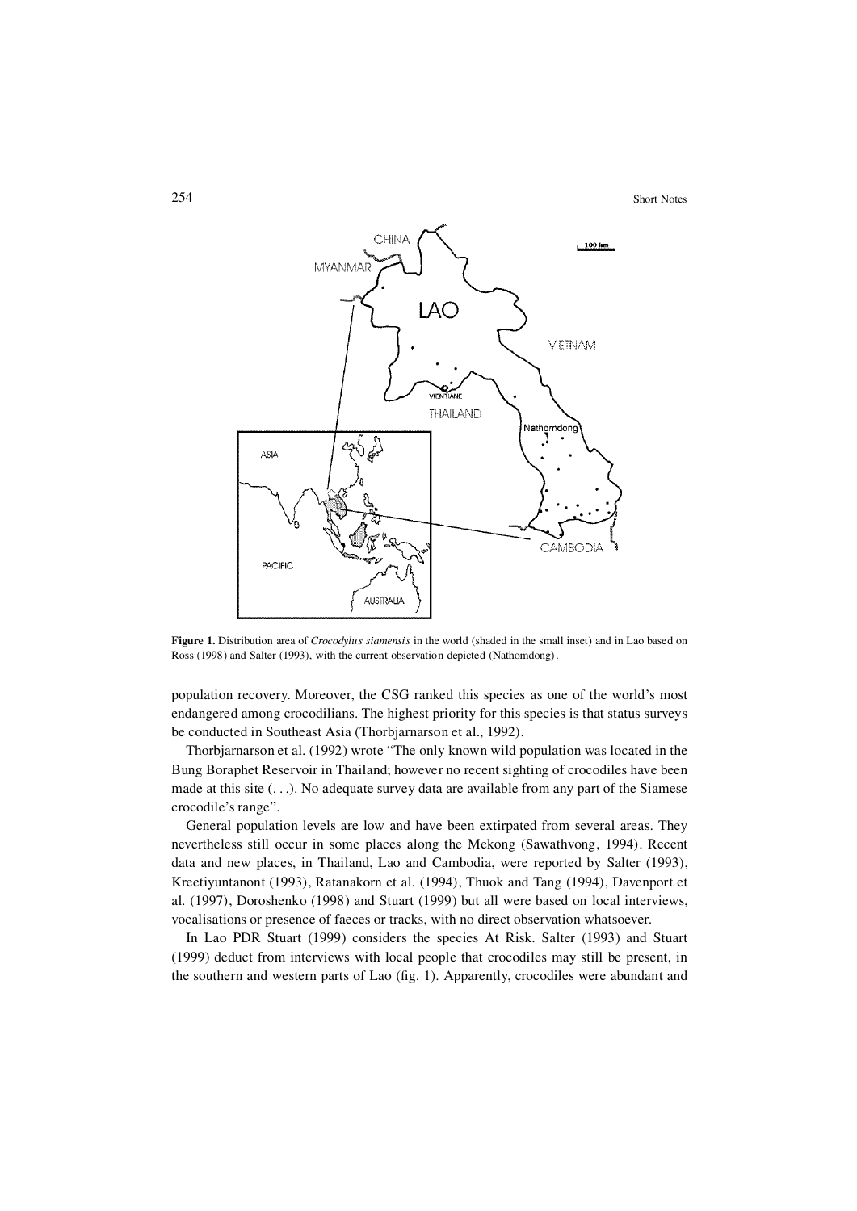**Figure 1.** Distribution area of *Crocodylus siamensis* in the world (shaded in the small inset) and in Lao based on Ross (1998) and Salter (1993), with the current observation depicted (Nathomdong).

population recovery. Moreover, the CSG ranked this species as one of the world's most endangered among crocodilians. The highest priority for this species is that status surveys be conducted in Southeast Asia (Thorbjarnarson et al., 1992).

Thorbjarnarson et al. (1992) wrote "The only known wild population was located in the Bung Boraphet Reservoir in Thailand; however no recent sighting of crocodiles have been made at this site (. . .). No adequate survey data are available from any part of the Siamese crocodile's range".

General population levels are low and have been extirpated from several areas. They nevertheless still occur in some places along the Mekong (Sawathvong, 1994). Recent data and new places, in Thailand, Lao and Cambodia, were reported by Salter (1993), Kreetiyuntanont (1993), Ratanakorn et al. (1994), Thuok and Tang (1994), Davenport et al. (1997), Doroshenko (1998) and Stuart (1999) but all were based on local interviews, vocalisations or presence of faeces or tracks, with no direct observation whatsoever.

In Lao PDR Stuart (1999) considers the species At Risk. Salter (1993) and Stuart (1999) deduct from interviews with local people that crocodiles may still be present, in the southern and western parts of Lao (fig. 1). Apparently, crocodiles were abundant and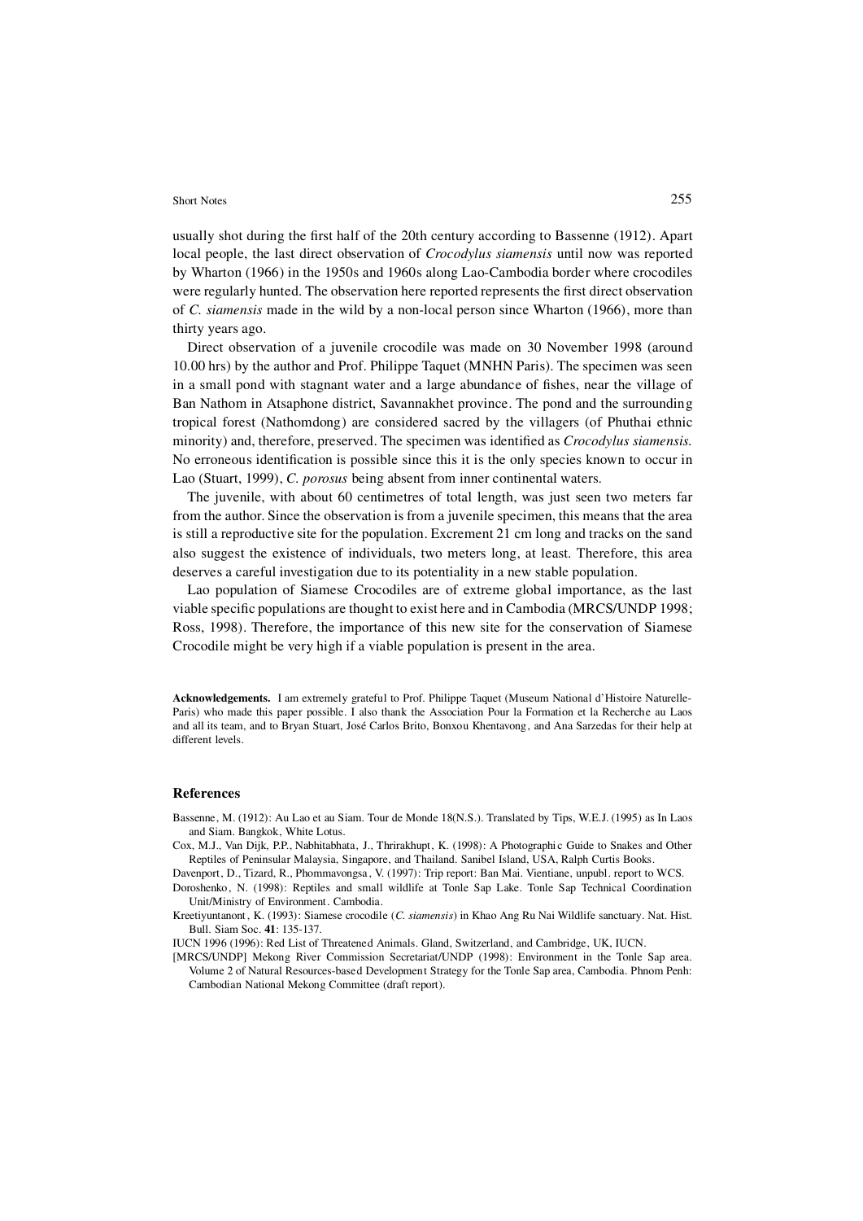usually shot during the first half of the 20th century according to Bassenne (1912). Apart local people, the last direct observation of *Crocodylus siamensis* until now was reported by Wharton (1966) in the 1950s and 1960s along Lao-Cambodia border where crocodiles were regularly hunted. The observation here reported represents the first direct observation of *C. siamensis* made in the wild by a non-local person since Wharton (1966), more than thirty years ago.

Direct observation of a juvenile crocodile was made on 30 November 1998 (around 10.00 hrs) by the author and Prof. Philippe Taquet (MNHN Paris). The specimen was seen in a small pond with stagnant water and a large abundance of fishes, near the village of Ban Nathom in Atsaphone district, Savannakhet province. The pond and the surrounding tropical forest (Nathomdong) are considered sacred by the villagers (of Phuthai ethnic minority) and, therefore, preserved. The specimen was identified as *Crocodylus siamensis.* No erroneous identification is possible since this it is the only species known to occur in Lao (Stuart, 1999), *C. porosus* being absent from inner continental waters.

The juvenile, with about 60 centimetres of total length, was just seen two meters far from the author. Since the observation is from a juvenile specimen, this means that the area is still a reproductive site for the population. Excrement 21 cm long and tracks on the sand also suggest the existence of individuals, two meters long, at least. Therefore, this area deserves a careful investigation due to its potentiality in a new stable population.

Lao population of Siamese Crocodiles are of extreme global importance, as the last viable specific populations are thought to exist here and in Cambodia (MRCS/UNDP 1998; Ross, 1998). Therefore, the importance of this new site for the conservation of Siamese Crocodile might be very high if a viable population is present in the area.

**Acknowledgements.** I am extremely grateful to Prof. Philippe Taquet (Museum National d'Histoire Naturelle-Paris) who made this paper possible. I also thank the Association Pour la Formation et la Recherche au Laos and all its team, and to Bryan Stuart, José Carlos Brito, Bonxou Khentavong, and Ana Sarzedas for their help at different levels.

## References

Bassenne, M. (1912): Au Lao et au Siam. Tour de Monde 18(N.S.). Translated by Tips, W.E.J. (1995) as In Laos and Siam. Bangkok, White Lotus.

Cox, M.J., Van Dijk, P.P., Nabhitabhata, J., Thrirakhupt, K. (1998): A Photographic Guide to Snakes and Other Reptiles of Peninsular Malaysia, Singapore, and Thailand. Sanibel Island, USA, Ralph Curtis Books.

Davenport, D., Tizard, R., Phommavongsa, V. (1997): Trip report: Ban Mai. Vientiane, unpubl. report to WCS.

Doroshenko, N. (1998): Reptiles and small wildlife at Tonle Sap Lake. Tonle Sap Technical Coordination Unit/Ministry of Environment. Cambodia.

Kreetiyuntanont, K. (1993): Siamese crocodile (*C. siamensis*) in Khao Ang Ru Nai Wildlife sanctuary. Nat. Hist. Bull. Siam Soc. **41**: 135-137.

IUCN 1996 (1996): Red List of Threatened Animals. Gland, Switzerland, and Cambridge, UK, IUCN.

[MRCS/UNDP] Mekong River Commission Secretariat/UNDP (1998): Environment in the Tonle Sap area. Volume 2 of Natural Resources-based Development Strategy for the Tonle Sap area, Cambodia. Phnom Penh: Cambodian National Mekong Committee (draft report).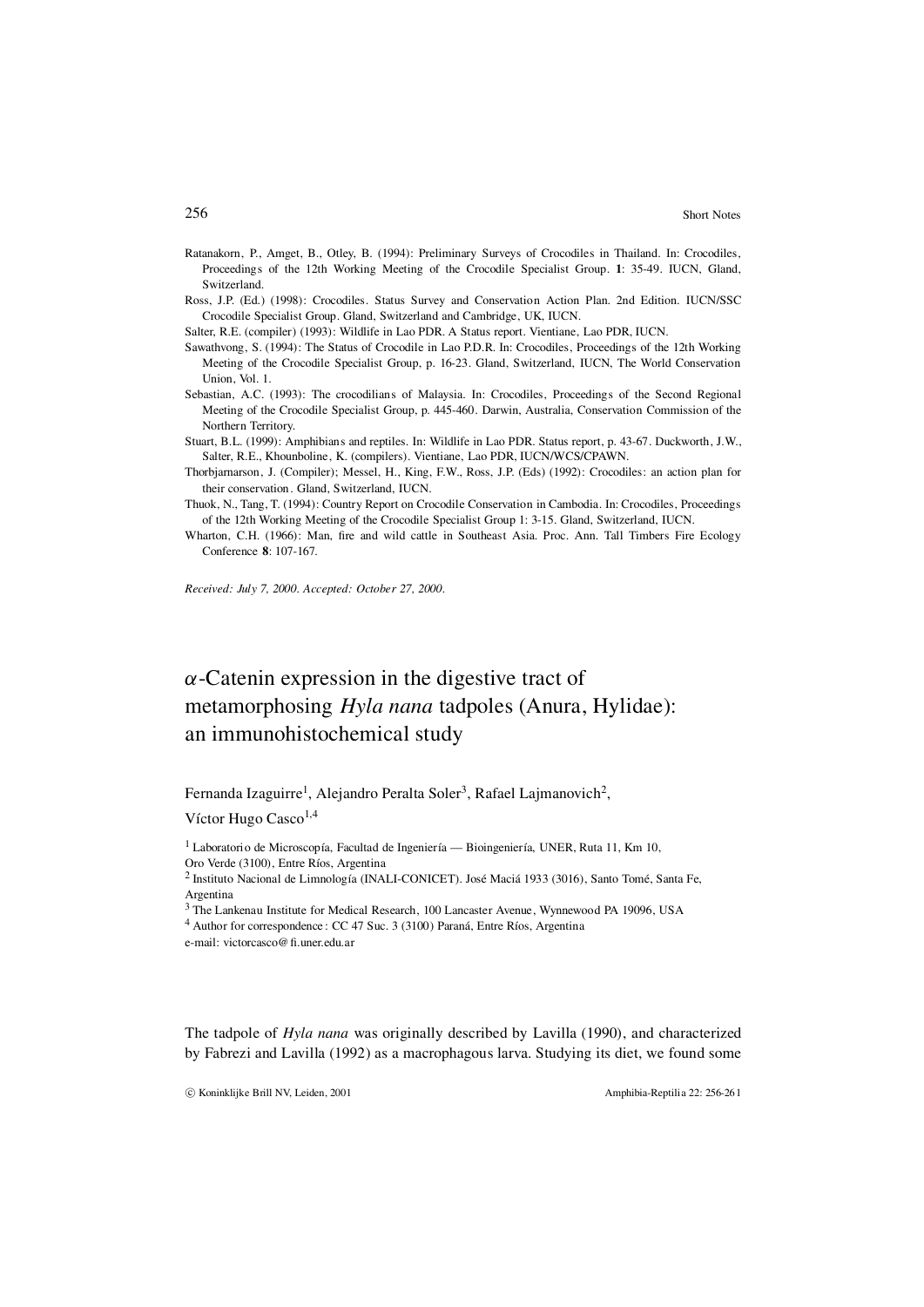Ratanakorn, P., Amget, B., Otley, B. (1994): Preliminary Surveys of Crocodiles in Thailand. In: Crocodiles, Proceedings of the 12th Working Meeting of the Crocodile Specialist Group. **1**: 35-49. IUCN, Gland, Switzerland.

Ross, J.P. (Ed.) (1998): Crocodiles. Status Survey and Conservation Action Plan. 2nd Edition. IUCN/SSC Crocodile Specialist Group. Gland, Switzerland and Cambridge, UK, IUCN.

Salter, R.E. (compiler) (1993): Wildlife in Lao PDR. A Status report. Vientiane, Lao PDR, IUCN.

Sawathvong, S. (1994): The Status of Crocodile in Lao P.D.R. In: Crocodiles, Proceedings of the 12th Working Meeting of the Crocodile Specialist Group, p. 16-23. Gland, Switzerland, IUCN, The World Conservation Union, Vol. 1.

Sebastian, A.C. (1993): The crocodilians of Malaysia. In: Crocodiles, Proceedings of the Second Regional Meeting of the Crocodile Specialist Group, p. 445-460. Darwin, Australia, Conservation Commission of the Northern Territory.

Stuart, B.L. (1999): Amphibians and reptiles. In: Wildlife in Lao PDR. Status report, p. 43-67. Duckworth, J.W., Salter, R.E., Khounboline, K. (compilers). Vientiane, Lao PDR, IUCN/WCS/CPAWN.

Thorbjarnarson, J. (Compiler); Messel, H., King, F.W., Ross, J.P. (Eds) (1992): Crocodiles: an action plan for their conservation. Gland, Switzerland, IUCN.

Thuok, N., Tang, T. (1994): Country Report on Crocodile Conservation in Cambodia. In: Crocodiles, Proceedings of the 12th Working Meeting of the Crocodile Specialist Group 1: 3-15. Gland, Switzerland, IUCN.

Wharton, C.H. (1966): Man, fire and wild cattle in Southeast Asia. Proc. Ann. Tall Timbers Fire Ecology Conference **8**: 107-167.

*Received: July 7, 2000. Accepted: October 27, 2000.*

# $\alpha$-Catenin expression in the digestive tract of metamorphosing *Hyla nana* tadpoles (Anura, Hylidae): an immunohistochemical study

Fernanda Izaguirre[1], Alejandro Peralta Soler[3], Rafael Lajmanovich[2], Víctor Hugo Casco[1,4]

[1] Laboratorio de Microscopía, Facultad de Ingeniería — Bioingeniería, UNER, Ruta 11, Km 10, Oro Verde (3100), Entre Ríos, Argentina

[2] Instituto Nacional de Limnología (INALI-CONICET). José Maciá 1933 (3016), Santo Tomé, Santa Fe, Argentina

[3] The Lankenau Institute for Medical Research, 100 Lancaster Avenue, Wynnewood PA 19096, USA

[4] Author for correspondence: CC 47 Suc. 3 (3100) Paraná, Entre Ríos, Argentina

e-mail: victorcasco@fi.uner.edu.ar

The tadpole of *Hyla nana* was originally described by Lavilla (1990), and characterized by Fabrezi and Lavilla (1992) as a macrophagous larva. Studying its diet, we found some

© Koninklijke Brill NV, Leiden, 2001